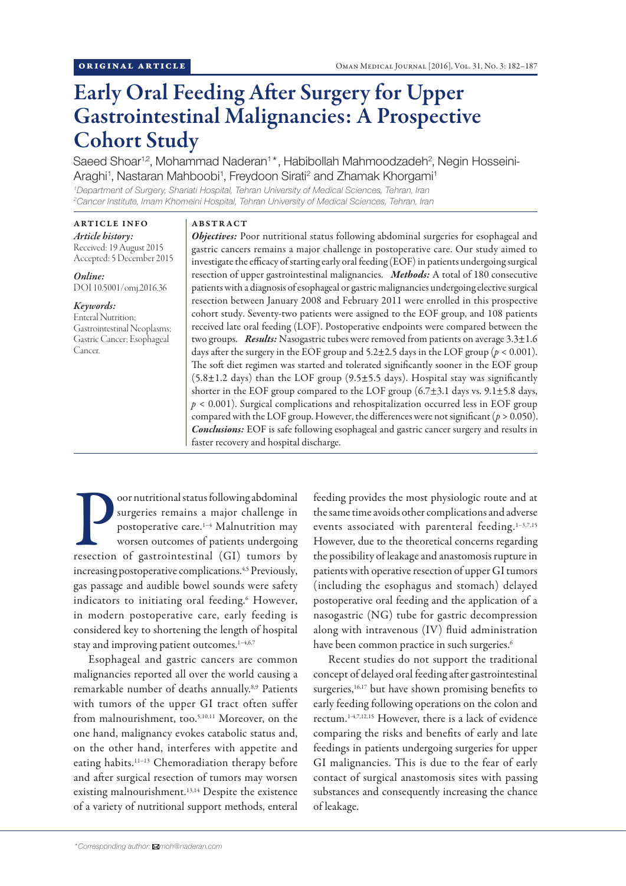ORIGINAL ARTICLE

# Early Oral Feeding After Surgery for Upper Gastrointestinal Malignancies: A Prospective Cohort Study

Saeed Shoar[1,2], Mohammad Naderan[1]*, Habibollah Mahmoodzadeh[2], Negin Hosseini-Araghi[1], Nastaran Mahboobi[1], Freydoon Sirati[2] and Zhamak Khorgami[1]

[1]*Department of Surgery, Shariati Hospital, Tehran University of Medical Sciences, Tehran, Iran*
[2]*Cancer Institute, Imam Khomeini Hospital, Tehran University of Medical Sciences, Tehran, Iran*

## ARTICLE INFO

*Article history:*
Received: 19 August 2015
Accepted: 5 December 2015

*Online:*
DOI 10.5001/omj.2016.36

*Keywords:*
Enteral Nutrition; Gastrointestinal Neoplasms; Gastric Cancer; Esophageal Cancer.

## ABSTRACT

***Objectives:*** Poor nutritional status following abdominal surgeries for esophageal and gastric cancers remains a major challenge in postoperative care. Our study aimed to investigate the efficacy of starting early oral feeding (EOF) in patients undergoing surgical resection of upper gastrointestinal malignancies. ***Methods:*** A total of 180 consecutive patients with a diagnosis of esophageal or gastric malignancies undergoing elective surgical resection between January 2008 and February 2011 were enrolled in this prospective cohort study. Seventy-two patients were assigned to the EOF group, and 108 patients received late oral feeding (LOF). Postoperative endpoints were compared between the two groups. ***Results:*** Nasogastric tubes were removed from patients on average 3.3±1.6 days after the surgery in the EOF group and 5.2±2.5 days in the LOF group ($p < 0.001$). The soft diet regimen was started and tolerated significantly sooner in the EOF group (5.8±1.2 days) than the LOF group (9.5±5.5 days). Hospital stay was significantly shorter in the EOF group compared to the LOF group (6.7±3.1 days vs. 9.1±5.8 days, $p < 0.001$). Surgical complications and rehospitalization occurred less in EOF group compared with the LOF group. However, the differences were not significant ($p > 0.050$). ***Conclusions:*** EOF is safe following esophageal and gastric cancer surgery and results in faster recovery and hospital discharge.

Poor nutritional status following abdominal surgeries remains a major challenge in postoperative care.[1–4] Malnutrition may worsen outcomes of patients undergoing resection of gastrointestinal (GI) tumors by increasing postoperative complications.[4,5] Previously, gas passage and audible bowel sounds were safety indicators to initiating oral feeding.[6] However, in modern postoperative care, early feeding is considered key to shortening the length of hospital stay and improving patient outcomes.[1–4,6,7]

Esophageal and gastric cancers are common malignancies reported all over the world causing a remarkable number of deaths annually.[8,9] Patients with tumors of the upper GI tract often suffer from malnourishment, too.[5,10,11] Moreover, on the one hand, malignancy evokes catabolic status and, on the other hand, interferes with appetite and eating habits.[11–13] Chemoradiation therapy before and after surgical resection of tumors may worsen existing malnourishment.[13,14] Despite the existence of a variety of nutritional support methods, enteral feeding provides the most physiologic route and at the same time avoids other complications and adverse events associated with parenteral feeding.[1–3,7,15] However, due to the theoretical concerns regarding the possibility of leakage and anastomosis rupture in patients with operative resection of upper GI tumors (including the esophagus and stomach) delayed postoperative oral feeding and the application of a nasogastric (NG) tube for gastric decompression along with intravenous (IV) fluid administration have been common practice in such surgeries.[6]

Recent studies do not support the traditional concept of delayed oral feeding after gastrointestinal surgeries,[16,17] but have shown promising benefits to early feeding following operations on the colon and rectum.[1–4,7,12,15] However, there is a lack of evidence comparing the risks and benefits of early and late feedings in patients undergoing surgeries for upper GI malignancies. This is due to the fear of early contact of surgical anastomosis sites with passing substances and consequently increasing the chance of leakage.

*\*Corresponding author: moh@naderan.com*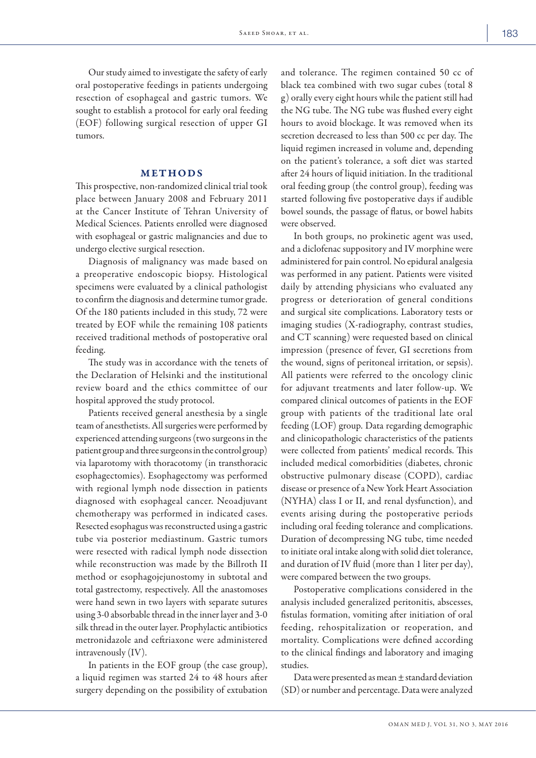Our study aimed to investigate the safety of early oral postoperative feedings in patients undergoing resection of esophageal and gastric tumors. We sought to establish a protocol for early oral feeding (EOF) following surgical resection of upper GI tumors.

## METHODS

This prospective, non-randomized clinical trial took place between January 2008 and February 2011 at the Cancer Institute of Tehran University of Medical Sciences. Patients enrolled were diagnosed with esophageal or gastric malignancies and due to undergo elective surgical resection.

Diagnosis of malignancy was made based on a preoperative endoscopic biopsy. Histological specimens were evaluated by a clinical pathologist to confirm the diagnosis and determine tumor grade. Of the 180 patients included in this study, 72 were treated by EOF while the remaining 108 patients received traditional methods of postoperative oral feeding.

The study was in accordance with the tenets of the Declaration of Helsinki and the institutional review board and the ethics committee of our hospital approved the study protocol.

Patients received general anesthesia by a single team of anesthetists. All surgeries were performed by experienced attending surgeons (two surgeons in the patient group and three surgeons in the control group) via laparotomy with thoracotomy (in transthoracic esophagectomies). Esophagectomy was performed with regional lymph node dissection in patients diagnosed with esophageal cancer. Neoadjuvant chemotherapy was performed in indicated cases. Resected esophagus was reconstructed using a gastric tube via posterior mediastinum. Gastric tumors were resected with radical lymph node dissection while reconstruction was made by the Billroth II method or esophagojejunostomy in subtotal and total gastrectomy, respectively. All the anastomoses were hand sewn in two layers with separate sutures using 3-0 absorbable thread in the inner layer and 3-0 silk thread in the outer layer. Prophylactic antibiotics metronidazole and ceftriaxone were administered intravenously (IV).

In patients in the EOF group (the case group), a liquid regimen was started 24 to 48 hours after surgery depending on the possibility of extubation and tolerance. The regimen contained 50 cc of black tea combined with two sugar cubes (total 8 g) orally every eight hours while the patient still had the NG tube. The NG tube was flushed every eight hours to avoid blockage. It was removed when its secretion decreased to less than 500 cc per day. The liquid regimen increased in volume and, depending on the patient's tolerance, a soft diet was started after 24 hours of liquid initiation. In the traditional oral feeding group (the control group), feeding was started following five postoperative days if audible bowel sounds, the passage of flatus, or bowel habits were observed.

In both groups, no prokinetic agent was used, and a diclofenac suppository and IV morphine were administered for pain control. No epidural analgesia was performed in any patient. Patients were visited daily by attending physicians who evaluated any progress or deterioration of general conditions and surgical site complications. Laboratory tests or imaging studies (X-radiography, contrast studies, and CT scanning) were requested based on clinical impression (presence of fever, GI secretions from the wound, signs of peritoneal irritation, or sepsis). All patients were referred to the oncology clinic for adjuvant treatments and later follow-up. We compared clinical outcomes of patients in the EOF group with patients of the traditional late oral feeding (LOF) group. Data regarding demographic and clinicopathologic characteristics of the patients were collected from patients' medical records. This included medical comorbidities (diabetes, chronic obstructive pulmonary disease (COPD), cardiac disease or presence of a New York Heart Association (NYHA) class I or II, and renal dysfunction), and events arising during the postoperative periods including oral feeding tolerance and complications. Duration of decompressing NG tube, time needed to initiate oral intake along with solid diet tolerance, and duration of IV fluid (more than 1 liter per day), were compared between the two groups.

Postoperative complications considered in the analysis included generalized peritonitis, abscesses, fistulas formation, vomiting after initiation of oral feeding, rehospitalization or reoperation, and mortality. Complications were defined according to the clinical findings and laboratory and imaging studies.

Data were presented as mean ± standard deviation (SD) or number and percentage. Data were analyzed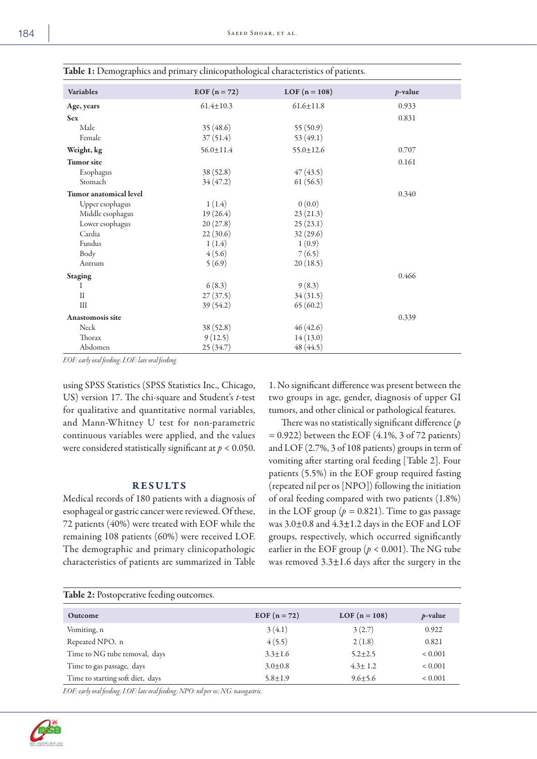**Table 1:** Demographics and primary clinicopathological characteristics of patients.

| Variables | EOF (n = 72) | LOF (n = 108) | *p*-value |
|---|---|---|---|
| **Age, years** | 61.4±10.3 | 61.6±11.8 | 0.933 |
| **Sex** | | | 0.831 |
| Male | 35 (48.6) | 55 (50.9) | |
| Female | 37 (51.4) | 53 (49.1) | |
| **Weight, kg** | 56.0±11.4 | 55.0±12.6 | 0.707 |
| **Tumor site** | | | 0.161 |
| Esophagus | 38 (52.8) | 47 (43.5) | |
| Stomach | 34 (47.2) | 61 (56.5) | |
| **Tumor anatomical level** | | | 0.340 |
| Upper esophagus | 1 (1.4) | 0 (0.0) | |
| Middle esophagus | 19 (26.4) | 23 (21.3) | |
| Lower esophagus | 20 (27.8) | 25 (23.1) | |
| Cardia | 22 (30.6) | 32 (29.6) | |
| Fundus | 1 (1.4) | 1 (0.9) | |
| Body | 4 (5.6) | 7 (6.5) | |
| Antrum | 5 (6.9) | 20 (18.5) | |
| **Staging** | | | 0.466 |
| I | 6 (8.3) | 9 (8.3) | |
| II | 27 (37.5) | 34 (31.5) | |
| III | 39 (54.2) | 65 (60.2) | |
| **Anastomosis site** | | | 0.339 |
| Neck | 38 (52.8) | 46 (42.6) | |
| Thorax | 9 (12.5) | 14 (13.0) | |
| Abdomen | 25 (34.7) | 48 (44.5) | |

*EOF: early oral feeding; LOF: late oral feeding.*

using SPSS Statistics (SPSS Statistics Inc., Chicago, US) version 17. The chi-square and Student's *t*-test for qualitative and quantitative normal variables, and Mann-Whitney U test for non-parametric continuous variables were applied, and the values were considered statistically significant at $p < 0.050$.

## RESULTS

Medical records of 180 patients with a diagnosis of esophageal or gastric cancer were reviewed. Of these, 72 patients (40%) were treated with EOF while the remaining 108 patients (60%) were received LOF. The demographic and primary clinicopathologic characteristics of patients are summarized in Table 1. No significant difference was present between the two groups in age, gender, diagnosis of upper GI tumors, and other clinical or pathological features.

There was no statistically significant difference ($p = 0.922$) between the EOF (4.1%, 3 of 72 patients) and LOF (2.7%, 3 of 108 patients) groups in term of vomiting after starting oral feeding [Table 2]. Four patients (5.5%) in the EOF group required fasting (repeated nil per os [NPO]) following the initiation of oral feeding compared with two patients (1.8%) in the LOF group ($p = 0.821$). Time to gas passage was 3.0±0.8 and 4.3±1.2 days in the EOF and LOF groups, respectively, which occurred significantly earlier in the EOF group ($p < 0.001$). The NG tube was removed 3.3±1.6 days after the surgery in the

**Table 2:** Postoperative feeding outcomes.

| Outcome | EOF (n = 72) | LOF (n = 108) | *p*-value |
|---|---|---|---|
| Vomiting, n | 3 (4.1) | 3 (2.7) | 0.922 |
| Repeated NPO, n | 4 (5.5) | 2 (1.8) | 0.821 |
| Time to NG tube removal, days | 3.3±1.6 | 5.2±2.5 | < 0.001 |
| Time to gas passage, days | 3.0±0.8 | 4.3± 1.2 | < 0.001 |
| Time to starting soft diet, days | 5.8±1.9 | 9.6±5.6 | < 0.001 |

*EOF: early oral feeding; LOF: late oral feeding; NPO: nil per os; NG: nasogastric.*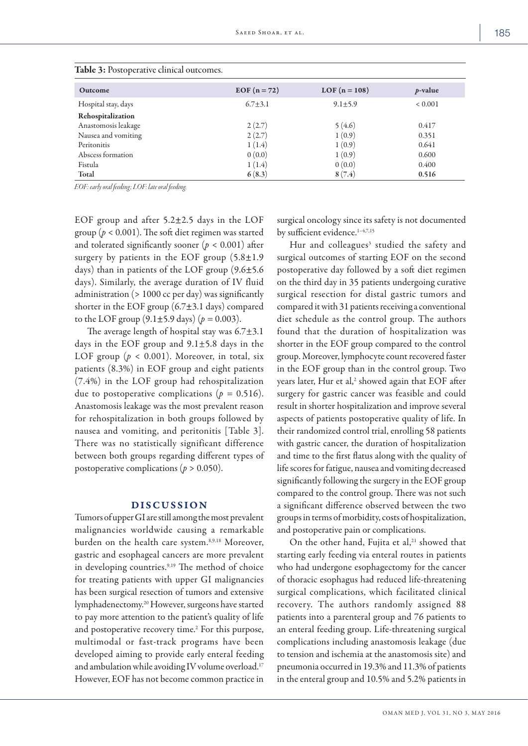**Table 3:** Postoperative clinical outcomes.

| Outcome | EOF (n = 72) | LOF (n = 108) | *p*-value |
|---|---|---|---|
| Hospital stay, days | 6.7±3.1 | 9.1±5.9 | < 0.001 |
| **Rehospitalization** | | | |
| Anastomosis leakage | 2 (2.7) | 5 (4.6) | 0.417 |
| Nausea and vomiting | 2 (2.7) | 1 (0.9) | 0.351 |
| Peritonitis | 1 (1.4) | 1 (0.9) | 0.641 |
| Abscess formation | 0 (0.0) | 1 (0.9) | 0.600 |
| Fistula | 1 (1.4) | 0 (0.0) | 0.400 |
| **Total** | **6 (8.3)** | **8 (7.4)** | **0.516** |

*EOF: early oral feeding; LOF: late oral feeding.*

EOF group and after 5.2±2.5 days in the LOF group ($p < 0.001$). The soft diet regimen was started and tolerated significantly sooner ($p < 0.001$) after surgery by patients in the EOF group (5.8±1.9 days) than in patients of the LOF group (9.6±5.6 days). Similarly, the average duration of IV fluid administration (> 1000 cc per day) was significantly shorter in the EOF group (6.7±3.1 days) compared to the LOF group (9.1±5.9 days) ($p = 0.003$).

The average length of hospital stay was 6.7±3.1 days in the EOF group and 9.1±5.8 days in the LOF group ($p < 0.001$). Moreover, in total, six patients (8.3%) in EOF group and eight patients (7.4%) in the LOF group had rehospitalization due to postoperative complications ($p = 0.516$). Anastomosis leakage was the most prevalent reason for rehospitalization in both groups followed by nausea and vomiting, and peritonitis [Table 3]. There was no statistically significant difference between both groups regarding different types of postoperative complications ($p > 0.050$).

## DISCUSSION

Tumors of upper GI are still among the most prevalent malignancies worldwide causing a remarkable burden on the health care system.[8,9,18] Moreover, gastric and esophageal cancers are more prevalent in developing countries.[9,19] The method of choice for treating patients with upper GI malignancies has been surgical resection of tumors and extensive lymphadenectomy.[20] However, surgeons have started to pay more attention to the patient's quality of life and postoperative recovery time.[2] For this purpose, multimodal or fast-track programs have been developed aiming to provide early enteral feeding and ambulation while avoiding IV volume overload.[17] However, EOF has not become common practice in surgical oncology since its safety is not documented by sufficient evidence.[1–4,7,15]

Hur and colleagues[3] studied the safety and surgical outcomes of starting EOF on the second postoperative day followed by a soft diet regimen on the third day in 35 patients undergoing curative surgical resection for distal gastric tumors and compared it with 31 patients receiving a conventional diet schedule as the control group. The authors found that the duration of hospitalization was shorter in the EOF group compared to the control group. Moreover, lymphocyte count recovered faster in the EOF group than in the control group. Two years later, Hur et al,[2] showed again that EOF after surgery for gastric cancer was feasible and could result in shorter hospitalization and improve several aspects of patients postoperative quality of life. In their randomized control trial, enrolling 58 patients with gastric cancer, the duration of hospitalization and time to the first flatus along with the quality of life scores for fatigue, nausea and vomiting decreased significantly following the surgery in the EOF group compared to the control group. There was not such a significant difference observed between the two groups in terms of morbidity, costs of hospitalization, and postoperative pain or complications.

On the other hand, Fujita et al,[21] showed that starting early feeding via enteral routes in patients who had undergone esophagectomy for the cancer of thoracic esophagus had reduced life-threatening surgical complications, which facilitated clinical recovery. The authors randomly assigned 88 patients into a parenteral group and 76 patients to an enteral feeding group. Life-threatening surgical complications including anastomosis leakage (due to tension and ischemia at the anastomosis site) and pneumonia occurred in 19.3% and 11.3% of patients in the enteral group and 10.5% and 5.2% patients in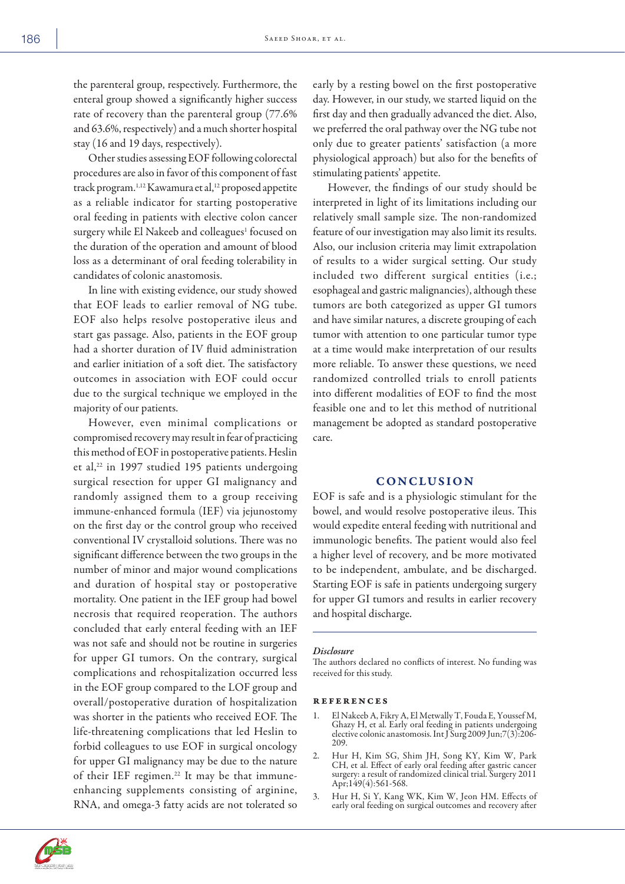the parenteral group, respectively. Furthermore, the enteral group showed a significantly higher success rate of recovery than the parenteral group (77.6% and 63.6%, respectively) and a much shorter hospital stay (16 and 19 days, respectively).

Other studies assessing EOF following colorectal procedures are also in favor of this component of fast track program.[1,12] Kawamura et al,[12] proposed appetite as a reliable indicator for starting postoperative oral feeding in patients with elective colon cancer surgery while El Nakeeb and colleagues[1] focused on the duration of the operation and amount of blood loss as a determinant of oral feeding tolerability in candidates of colonic anastomosis.

In line with existing evidence, our study showed that EOF leads to earlier removal of NG tube. EOF also helps resolve postoperative ileus and start gas passage. Also, patients in the EOF group had a shorter duration of IV fluid administration and earlier initiation of a soft diet. The satisfactory outcomes in association with EOF could occur due to the surgical technique we employed in the majority of our patients.

However, even minimal complications or compromised recovery may result in fear of practicing this method of EOF in postoperative patients. Heslin et al,[22] in 1997 studied 195 patients undergoing surgical resection for upper GI malignancy and randomly assigned them to a group receiving immune-enhanced formula (IEF) via jejunostomy on the first day or the control group who received conventional IV crystalloid solutions. There was no significant difference between the two groups in the number of minor and major wound complications and duration of hospital stay or postoperative mortality. One patient in the IEF group had bowel necrosis that required reoperation. The authors concluded that early enteral feeding with an IEF was not safe and should not be routine in surgeries for upper GI tumors. On the contrary, surgical complications and rehospitalization occurred less in the EOF group compared to the LOF group and overall/postoperative duration of hospitalization was shorter in the patients who received EOF. The life-threatening complications that led Heslin to forbid colleagues to use EOF in surgical oncology for upper GI malignancy may be due to the nature of their IEF regimen.[22] It may be that immune-enhancing supplements consisting of arginine, RNA, and omega-3 fatty acids are not tolerated so early by a resting bowel on the first postoperative day. However, in our study, we started liquid on the first day and then gradually advanced the diet. Also, we preferred the oral pathway over the NG tube not only due to greater patients' satisfaction (a more physiological approach) but also for the benefits of stimulating patients' appetite.

However, the findings of our study should be interpreted in light of its limitations including our relatively small sample size. The non-randomized feature of our investigation may also limit its results. Also, our inclusion criteria may limit extrapolation of results to a wider surgical setting. Our study included two different surgical entities (i.e.; esophageal and gastric malignancies), although these tumors are both categorized as upper GI tumors and have similar natures, a discrete grouping of each tumor with attention to one particular tumor type at a time would make interpretation of our results more reliable. To answer these questions, we need randomized controlled trials to enroll patients into different modalities of EOF to find the most feasible one and to let this method of nutritional management be adopted as standard postoperative care.

## CONCLUSION

EOF is safe and is a physiologic stimulant for the bowel, and would resolve postoperative ileus. This would expedite enteral feeding with nutritional and immunologic benefits. The patient would also feel a higher level of recovery, and be more motivated to be independent, ambulate, and be discharged. Starting EOF is safe in patients undergoing surgery for upper GI tumors and results in earlier recovery and hospital discharge.

### *Disclosure*

The authors declared no conflicts of interest. No funding was received for this study.

## REFERENCES

1. El Nakeeb A, Fikry A, El Metwally T, Fouda E, Youssef M, Ghazy H, et al. Early oral feeding in patients undergoing elective colonic anastomosis. Int J Surg 2009 Jun;7(3):206-209.
2. Hur H, Kim SG, Shim JH, Song KY, Kim W, Park CH, et al. Effect of early oral feeding after gastric cancer surgery: a result of randomized clinical trial. Surgery 2011 Apr;149(4):561-568.
3. Hur H, Si Y, Kang WK, Kim W, Jeon HM. Effects of early oral feeding on surgical outcomes and recovery after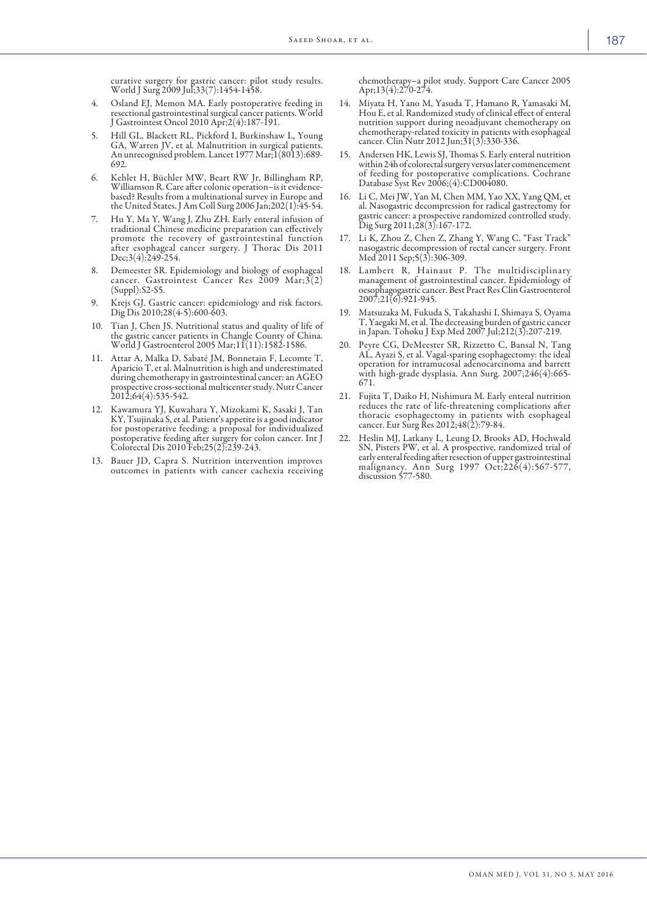curative surgery for gastric cancer: pilot study results. World J Surg 2009 Jul;33(7):1454-1458.

4. Osland EJ, Memon MA. Early postoperative feeding in resectional gastrointestinal surgical cancer patients. World J Gastrointest Oncol 2010 Apr;2(4):187-191.
5. Hill GL, Blackett RL, Pickford I, Burkinshaw L, Young GA, Warren JV, et al. Malnutrition in surgical patients. An unrecognised problem. Lancet 1977 Mar;1(8013):689-692.
6. Kehlet H, Büchler MW, Beart RW Jr, Billingham RP, Williamson R. Care after colonic operation–is it evidence-based? Results from a multinational survey in Europe and the United States. J Am Coll Surg 2006 Jan;202(1):45-54.
7. Hu Y, Ma Y, Wang J, Zhu ZH. Early enteral infusion of traditional Chinese medicine preparation can effectively promote the recovery of gastrointestinal function after esophageal cancer surgery. J Thorac Dis 2011 Dec;3(4):249-254.
8. Demeester SR. Epidemiology and biology of esophageal cancer. Gastrointest Cancer Res 2009 Mar;3(2)(Suppl):S2-S5.
9. Krejs GJ. Gastric cancer: epidemiology and risk factors. Dig Dis 2010;28(4-5):600-603.
10. Tian J, Chen JS. Nutritional status and quality of life of the gastric cancer patients in Changle County of China. World J Gastroenterol 2005 Mar;11(11):1582-1586.
11. Attar A, Malka D, Sabaté JM, Bonnetain F, Lecomte T, Aparicio T, et al. Malnutrition is high and underestimated during chemotherapy in gastrointestinal cancer: an AGEO prospective cross-sectional multicenter study. Nutr Cancer 2012;64(4):535-542.
12. Kawamura YJ, Kuwahara Y, Mizokami K, Sasaki J, Tan KY, Tsujinaka S, et al. Patient's appetite is a good indicator for postoperative feeding: a proposal for individualized postoperative feeding after surgery for colon cancer. Int J Colorectal Dis 2010 Feb;25(2):239-243.
13. Bauer JD, Capra S. Nutrition intervention improves outcomes in patients with cancer cachexia receiving chemotherapy–a pilot study. Support Care Cancer 2005 Apr;13(4):270-274.
14. Miyata H, Yano M, Yasuda T, Hamano R, Yamasaki M, Hou E, et al. Randomized study of clinical effect of enteral nutrition support during neoadjuvant chemotherapy on chemotherapy-related toxicity in patients with esophageal cancer. Clin Nutr 2012 Jun;31(3):330-336.
15. Andersen HK, Lewis SJ, Thomas S. Early enteral nutrition within 24h of colorectal surgery versus later commencement of feeding for postoperative complications. Cochrane Database Syst Rev 2006;(4):CD004080.
16. Li C, Mei JW, Yan M, Chen MM, Yao XX, Yang QM, et al. Nasogastric decompression for radical gastrectomy for gastric cancer: a prospective randomized controlled study. Dig Surg 2011;28(3):167-172.
17. Li K, Zhou Z, Chen Z, Zhang Y, Wang C. "Fast Track" nasogastric decompression of rectal cancer surgery. Front Med 2011 Sep;5(3):306-309.
18. Lambert R, Hainaut P. The multidisciplinary management of gastrointestinal cancer. Epidemiology of oesophagogastric cancer. Best Pract Res Clin Gastroenterol 2007;21(6):921-945.
19. Matsuzaka M, Fukuda S, Takahashi I, Shimaya S, Oyama T, Yaegaki M, et al. The decreasing burden of gastric cancer in Japan. Tohoku J Exp Med 2007 Jul;212(3):207-219.
20. Peyre CG, DeMeester SR, Rizzetto C, Bansal N, Tang AL, Ayazi S, et al. Vagal-sparing esophagectomy: the ideal operation for intramucosal adenocarcinoma and barrett with high-grade dysplasia. Ann Surg. 2007;246(4):665-671.
21. Fujita T, Daiko H, Nishimura M. Early enteral nutrition reduces the rate of life-threatening complications after thoracic esophagectomy in patients with esophageal cancer. Eur Surg Res 2012;48(2):79-84.
22. Heslin MJ, Latkany L, Leung D, Brooks AD, Hochwald SN, Pisters PW, et al. A prospective, randomized trial of early enteral feeding after resection of upper gastrointestinal malignancy. Ann Surg 1997 Oct;226(4):567-577, discussion 577-580.